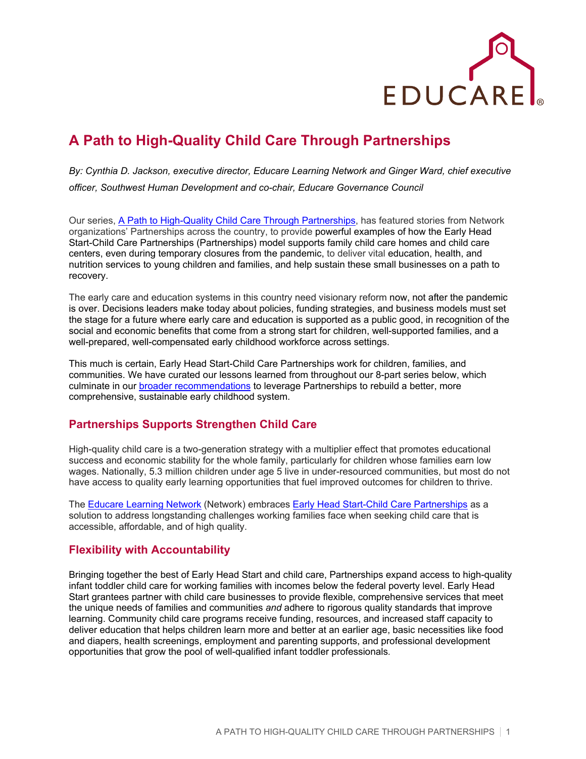# A Path to High-Quality Child Care Through Partnerships

*By: Cynthia D. Jackson, executive director, Educare Learning Network and Ginger Ward, chief executive officer, Southwest Human Development and co-chair, Educare Governance Council*

Our series, A Path to High-Quality Child Care Through Partnerships, has featured stories from Network organizations' Partnerships across the country, to provide powerful examples of how the Early Head Start-Child Care Partnerships (Partnerships) model supports family child care homes and child care centers, even during temporary closures from the pandemic, to deliver vital education, health, and nutrition services to young children and families, and help sustain these small businesses on a path to recovery.

The early care and education systems in this country need visionary reform now, not after the pandemic is over. Decisions leaders make today about policies, funding strategies, and business models must set the stage for a future where early care and education is supported as a public good, in recognition of the social and economic benefits that come from a strong start for children, well-supported families, and a well-prepared, well-compensated early childhood workforce across settings.

This much is certain, Early Head Start-Child Care Partnerships work for children, families, and communities. We have curated our lessons learned from throughout our 8-part series below, which culminate in our broader recommendations to leverage Partnerships to rebuild a better, more comprehensive, sustainable early childhood system.

## Partnerships Supports Strengthen Child Care

High-quality child care is a two-generation strategy with a multiplier effect that promotes educational success and economic stability for the whole family, particularly for children whose families earn low wages. Nationally, 5.3 million children under age 5 live in under-resourced communities, but most do not have access to quality early learning opportunities that fuel improved outcomes for children to thrive.

The Educare Learning Network (Network) embraces Early Head Start-Child Care Partnerships as a solution to address longstanding challenges working families face when seeking child care that is accessible, affordable, and of high quality.

## Flexibility with Accountability

Bringing together the best of Early Head Start and child care, Partnerships expand access to high-quality infant toddler child care for working families with incomes below the federal poverty level. Early Head Start grantees partner with child care businesses to provide flexible, comprehensive services that meet the unique needs of families and communities *and* adhere to rigorous quality standards that improve learning. Community child care programs receive funding, resources, and increased staff capacity to deliver education that helps children learn more and better at an earlier age, basic necessities like food and diapers, health screenings, employment and parenting supports, and professional development opportunities that grow the pool of well-qualified infant toddler professionals.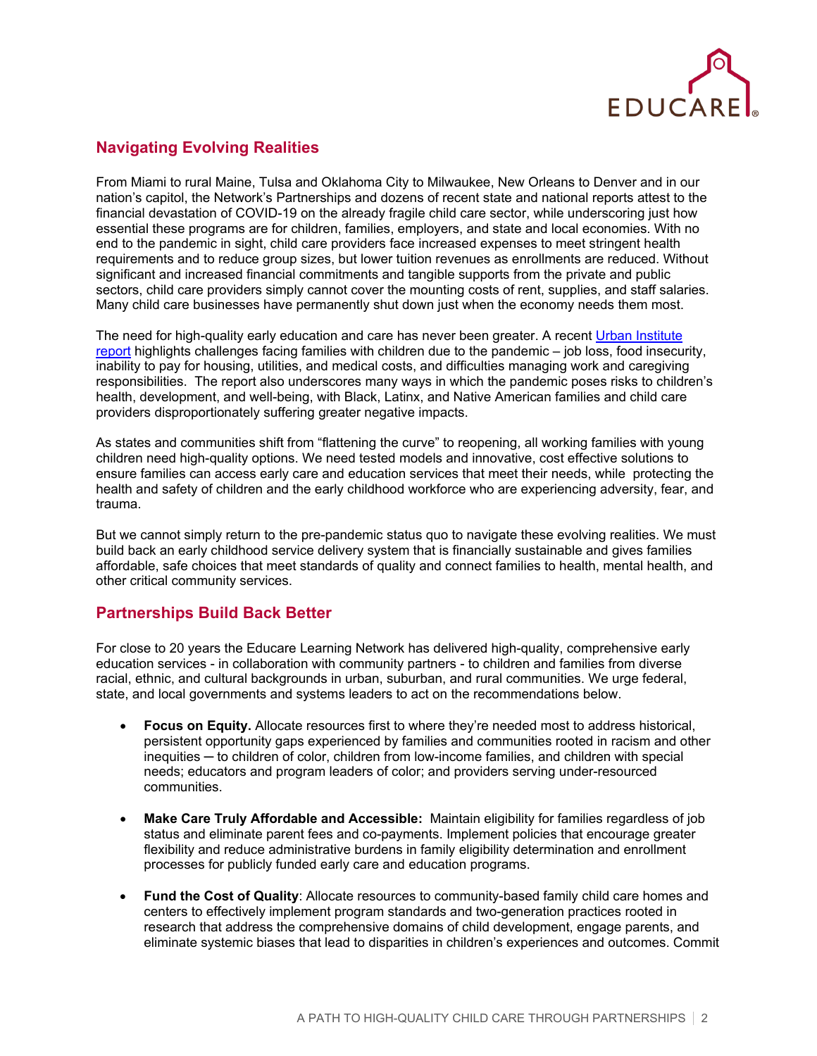## Navigating Evolving Realities

From Miami to rural Maine, Tulsa and Oklahoma City to Milwaukee, New Orleans to Denver and in our nation's capitol, the Network's Partnerships and dozens of recent state and national reports attest to the financial devastation of COVID-19 on the already fragile child care sector, while underscoring just how essential these programs are for children, families, employers, and state and local economies. With no end to the pandemic in sight, child care providers face increased expenses to meet stringent health requirements and to reduce group sizes, but lower tuition revenues as enrollments are reduced. Without significant and increased financial commitments and tangible supports from the private and public sectors, child care providers simply cannot cover the mounting costs of rent, supplies, and staff salaries. Many child care businesses have permanently shut down just when the economy needs them most.

The need for high-quality early education and care has never been greater. A recent Urban Institute report highlights challenges facing families with children due to the pandemic – job loss, food insecurity, inability to pay for housing, utilities, and medical costs, and difficulties managing work and caregiving responsibilities. The report also underscores many ways in which the pandemic poses risks to children's health, development, and well-being, with Black, Latinx, and Native American families and child care providers disproportionately suffering greater negative impacts.

As states and communities shift from "flattening the curve" to reopening, all working families with young children need high-quality options. We need tested models and innovative, cost effective solutions to ensure families can access early care and education services that meet their needs, while protecting the health and safety of children and the early childhood workforce who are experiencing adversity, fear, and trauma.

But we cannot simply return to the pre-pandemic status quo to navigate these evolving realities. We must build back an early childhood service delivery system that is financially sustainable and gives families affordable, safe choices that meet standards of quality and connect families to health, mental health, and other critical community services.

## Partnerships Build Back Better

For close to 20 years the Educare Learning Network has delivered high-quality, comprehensive early education services - in collaboration with community partners - to children and families from diverse racial, ethnic, and cultural backgrounds in urban, suburban, and rural communities. We urge federal, state, and local governments and systems leaders to act on the recommendations below.

- **Focus on Equity.** Allocate resources first to where they're needed most to address historical, persistent opportunity gaps experienced by families and communities rooted in racism and other inequities ─ to children of color, children from low-income families, and children with special needs; educators and program leaders of color; and providers serving under-resourced communities.
- **Make Care Truly Affordable and Accessible:** Maintain eligibility for families regardless of job status and eliminate parent fees and co-payments. Implement policies that encourage greater flexibility and reduce administrative burdens in family eligibility determination and enrollment processes for publicly funded early care and education programs.
- **Fund the Cost of Quality**: Allocate resources to community-based family child care homes and centers to effectively implement program standards and two-generation practices rooted in research that address the comprehensive domains of child development, engage parents, and eliminate systemic biases that lead to disparities in children's experiences and outcomes. Commit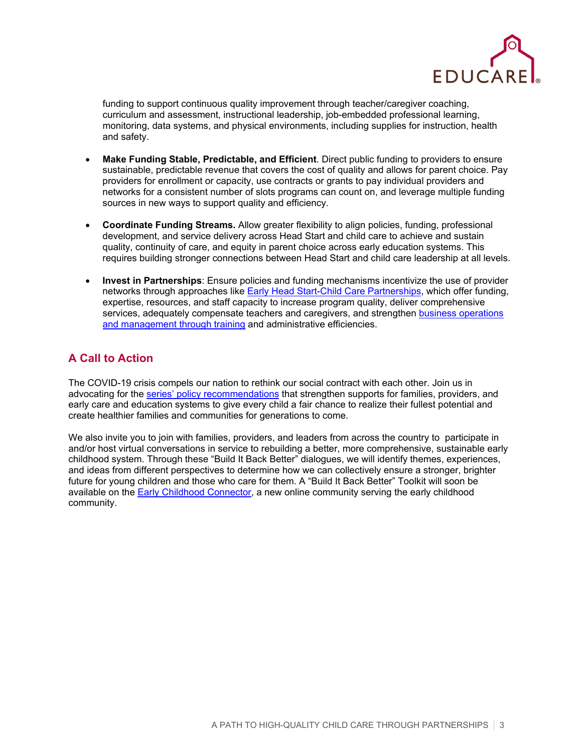funding to support continuous quality improvement through teacher/caregiver coaching, curriculum and assessment, instructional leadership, job-embedded professional learning, monitoring, data systems, and physical environments, including supplies for instruction, health and safety.

- **Make Funding Stable, Predictable, and Efficient**. Direct public funding to providers to ensure sustainable, predictable revenue that covers the cost of quality and allows for parent choice. Pay providers for enrollment or capacity, use contracts or grants to pay individual providers and networks for a consistent number of slots programs can count on, and leverage multiple funding sources in new ways to support quality and efficiency.

- **Coordinate Funding Streams.** Allow greater flexibility to align policies, funding, professional development, and service delivery across Head Start and child care to achieve and sustain quality, continuity of care, and equity in parent choice across early education systems. This requires building stronger connections between Head Start and child care leadership at all levels.

- **Invest in Partnerships**: Ensure policies and funding mechanisms incentivize the use of provider networks through approaches like Early Head Start-Child Care Partnerships, which offer funding, expertise, resources, and staff capacity to increase program quality, deliver comprehensive services, adequately compensate teachers and caregivers, and strengthen business operations and management through training and administrative efficiencies.

## A Call to Action

The COVID-19 crisis compels our nation to rethink our social contract with each other. Join us in advocating for the series' policy recommendations that strengthen supports for families, providers, and early care and education systems to give every child a fair chance to realize their fullest potential and create healthier families and communities for generations to come.

We also invite you to join with families, providers, and leaders from across the country to participate in and/or host virtual conversations in service to rebuilding a better, more comprehensive, sustainable early childhood system. Through these "Build It Back Better" dialogues, we will identify themes, experiences, and ideas from different perspectives to determine how we can collectively ensure a stronger, brighter future for young children and those who care for them. A "Build It Back Better" Toolkit will soon be available on the Early Childhood Connector, a new online community serving the early childhood community.